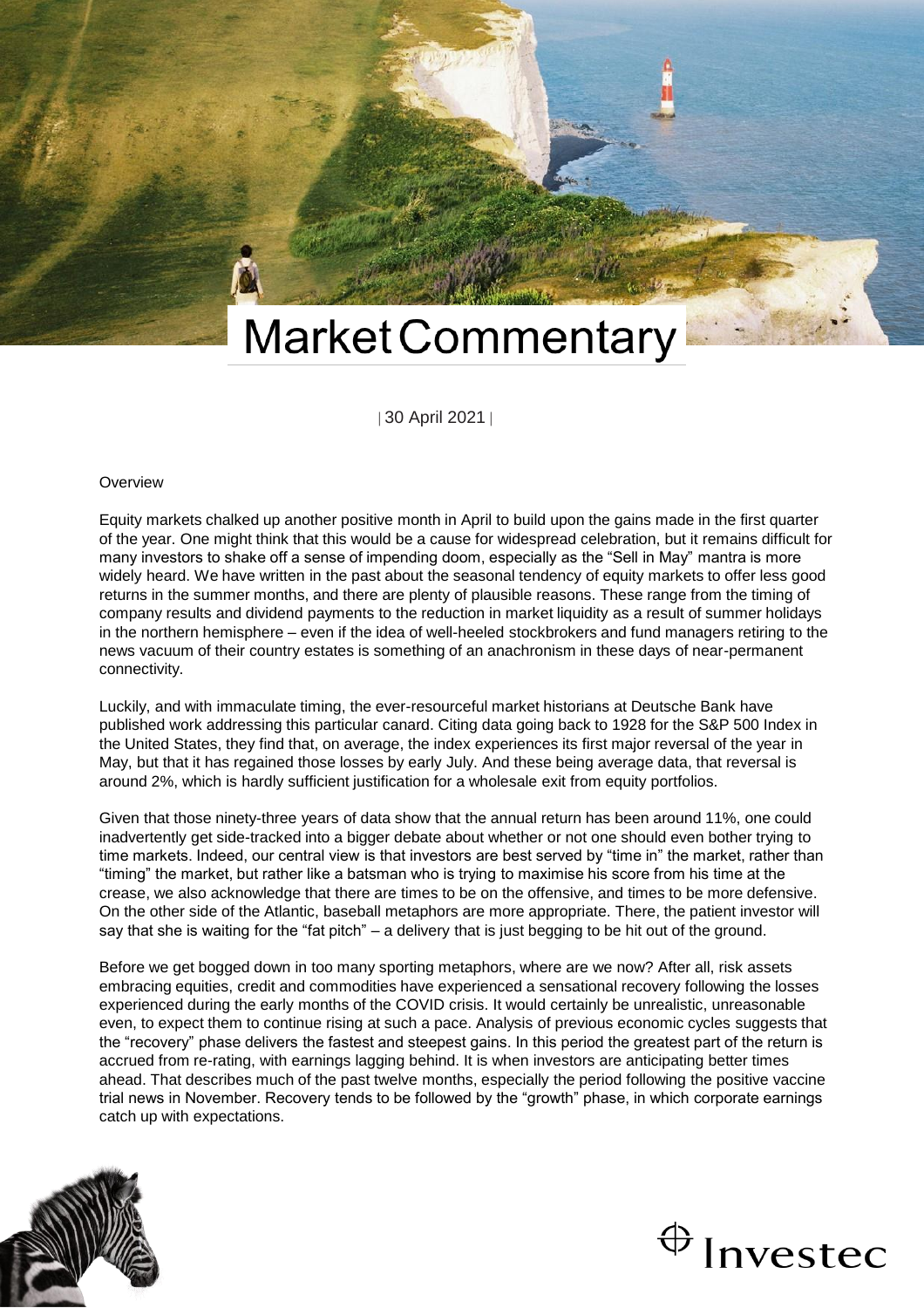# Market Commentary

30 April 2021

## Overview

Equity markets chalked up another positive month in April to build upon the gains made in the first quarter of the year. One might think that this would be a cause for widespread celebration, but it remains difficult for many investors to shake off a sense of impending doom, especially as the "Sell in May" mantra is more widely heard. We have written in the past about the seasonal tendency of equity markets to offer less good returns in the summer months, and there are plenty of plausible reasons. These range from the timing of company results and dividend payments to the reduction in market liquidity as a result of summer holidays in the northern hemisphere – even if the idea of well-heeled stockbrokers and fund managers retiring to the news vacuum of their country estates is something of an anachronism in these days of near-permanent connectivity.

Luckily, and with immaculate timing, the ever-resourceful market historians at Deutsche Bank have published work addressing this particular canard. Citing data going back to 1928 for the S&P 500 Index in the United States, they find that, on average, the index experiences its first major reversal of the year in May, but that it has regained those losses by early July. And these being average data, that reversal is around 2%, which is hardly sufficient justification for a wholesale exit from equity portfolios.

Given that those ninety-three years of data show that the annual return has been around 11%, one could inadvertently get side-tracked into a bigger debate about whether or not one should even bother trying to time markets. Indeed, our central view is that investors are best served by "time in" the market, rather than "timing" the market, but rather like a batsman who is trying to maximise his score from his time at the crease, we also acknowledge that there are times to be on the offensive, and times to be more defensive. On the other side of the Atlantic, baseball metaphors are more appropriate. There, the patient investor will say that she is waiting for the "fat pitch" – a delivery that is just begging to be hit out of the ground.

Before we get bogged down in too many sporting metaphors, where are we now? After all, risk assets embracing equities, credit and commodities have experienced a sensational recovery following the losses experienced during the early months of the COVID crisis. It would certainly be unrealistic, unreasonable even, to expect them to continue rising at such a pace. Analysis of previous economic cycles suggests that the "recovery" phase delivers the fastest and steepest gains. In this period the greatest part of the return is accrued from re-rating, with earnings lagging behind. It is when investors are anticipating better times ahead. That describes much of the past twelve months, especially the period following the positive vaccine trial news in November. Recovery tends to be followed by the "growth" phase, in which corporate earnings catch up with expectations.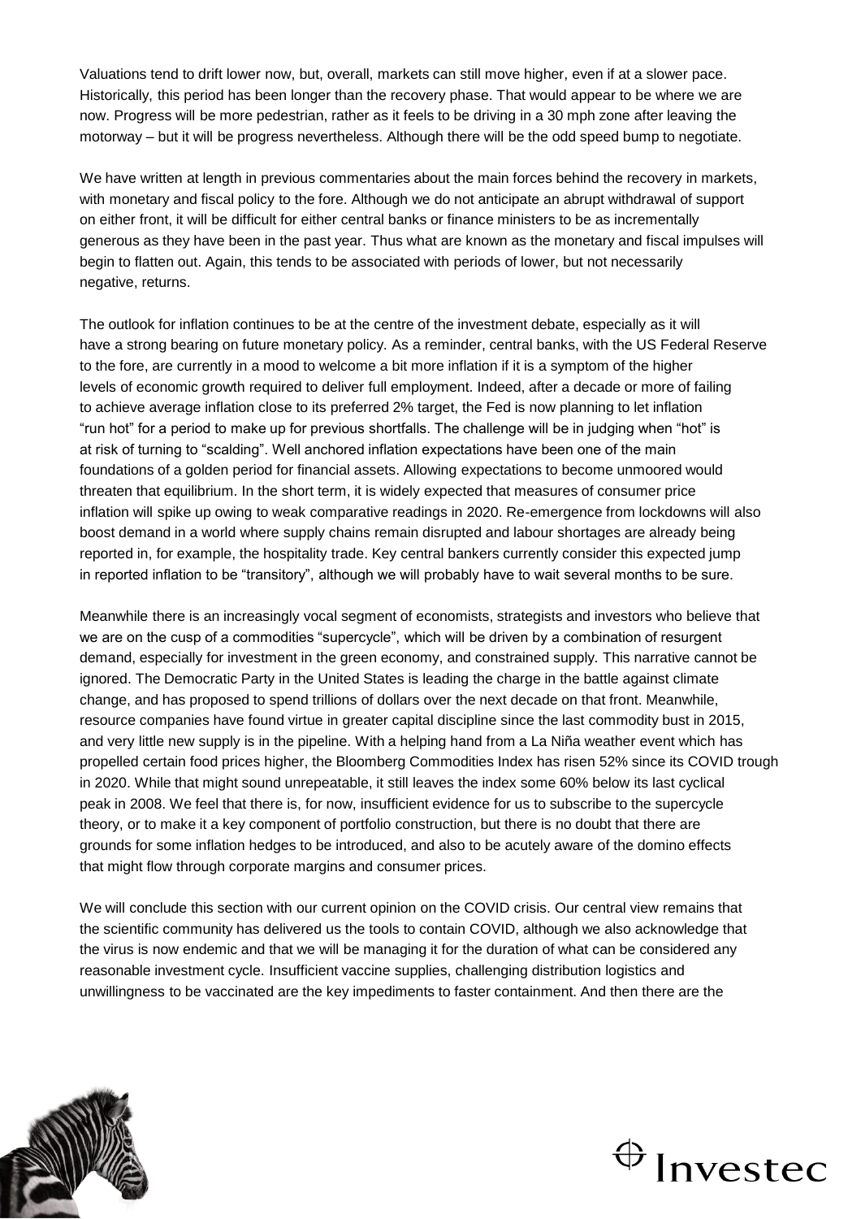Valuations tend to drift lower now, but, overall, markets can still move higher, even if at a slower pace. Historically, this period has been longer than the recovery phase. That would appear to be where we are now. Progress will be more pedestrian, rather as it feels to be driving in a 30 mph zone after leaving the motorway – but it will be progress nevertheless. Although there will be the odd speed bump to negotiate.

We have written at length in previous commentaries about the main forces behind the recovery in markets, with monetary and fiscal policy to the fore. Although we do not anticipate an abrupt withdrawal of support on either front, it will be difficult for either central banks or finance ministers to be as incrementally generous as they have been in the past year. Thus what are known as the monetary and fiscal impulses will begin to flatten out. Again, this tends to be associated with periods of lower, but not necessarily negative, returns.

The outlook for inflation continues to be at the centre of the investment debate, especially as it will have a strong bearing on future monetary policy. As a reminder, central banks, with the US Federal Reserve to the fore, are currently in a mood to welcome a bit more inflation if it is a symptom of the higher levels of economic growth required to deliver full employment. Indeed, after a decade or more of failing to achieve average inflation close to its preferred 2% target, the Fed is now planning to let inflation "run hot" for a period to make up for previous shortfalls. The challenge will be in judging when "hot" is at risk of turning to "scalding". Well anchored inflation expectations have been one of the main foundations of a golden period for financial assets. Allowing expectations to become unmoored would threaten that equilibrium. In the short term, it is widely expected that measures of consumer price inflation will spike up owing to weak comparative readings in 2020. Re-emergence from lockdowns will also boost demand in a world where supply chains remain disrupted and labour shortages are already being reported in, for example, the hospitality trade. Key central bankers currently consider this expected jump in reported inflation to be "transitory", although we will probably have to wait several months to be sure.

Meanwhile there is an increasingly vocal segment of economists, strategists and investors who believe that we are on the cusp of a commodities "supercycle", which will be driven by a combination of resurgent demand, especially for investment in the green economy, and constrained supply. This narrative cannot be ignored. The Democratic Party in the United States is leading the charge in the battle against climate change, and has proposed to spend trillions of dollars over the next decade on that front. Meanwhile, resource companies have found virtue in greater capital discipline since the last commodity bust in 2015, and very little new supply is in the pipeline. With a helping hand from a La Niña weather event which has propelled certain food prices higher, the Bloomberg Commodities Index has risen 52% since its COVID trough in 2020. While that might sound unrepeatable, it still leaves the index some 60% below its last cyclical peak in 2008. We feel that there is, for now, insufficient evidence for us to subscribe to the supercycle theory, or to make it a key component of portfolio construction, but there is no doubt that there are grounds for some inflation hedges to be introduced, and also to be acutely aware of the domino effects that might flow through corporate margins and consumer prices.

We will conclude this section with our current opinion on the COVID crisis. Our central view remains that the scientific community has delivered us the tools to contain COVID, although we also acknowledge that the virus is now endemic and that we will be managing it for the duration of what can be considered any reasonable investment cycle. Insufficient vaccine supplies, challenging distribution logistics and unwillingness to be vaccinated are the key impediments to faster containment. And then there are the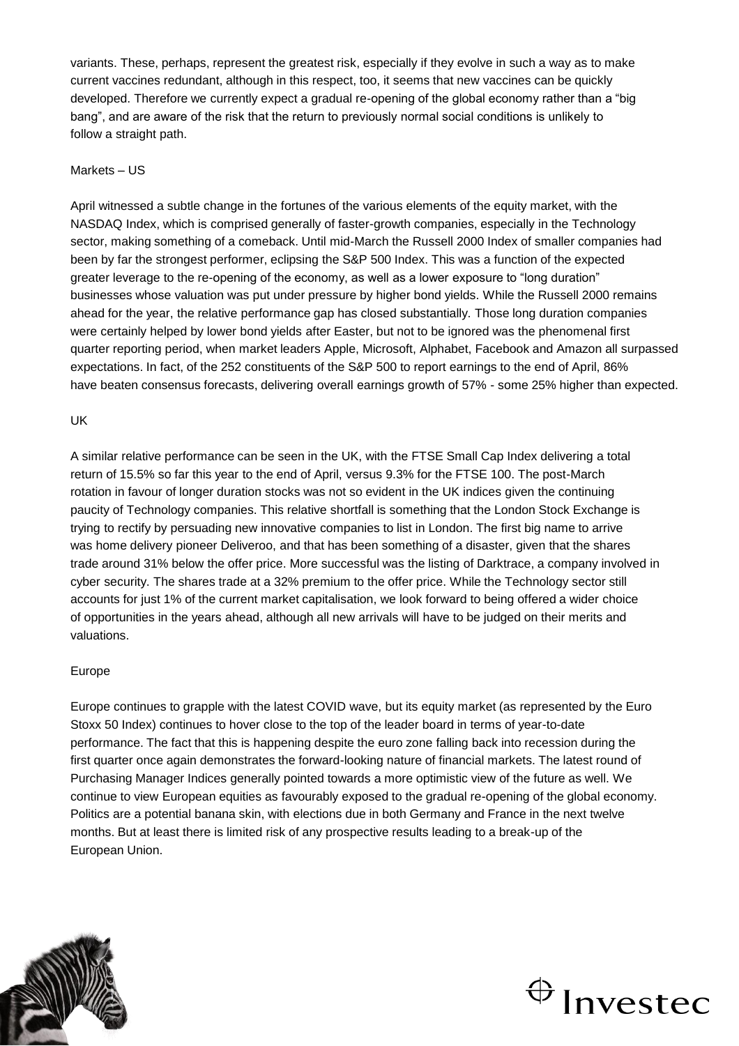variants. These, perhaps, represent the greatest risk, especially if they evolve in such a way as to make current vaccines redundant, although in this respect, too, it seems that new vaccines can be quickly developed. Therefore we currently expect a gradual re-opening of the global economy rather than a "big bang", and are aware of the risk that the return to previously normal social conditions is unlikely to follow a straight path.

## Markets – US

April witnessed a subtle change in the fortunes of the various elements of the equity market, with the NASDAQ Index, which is comprised generally of faster-growth companies, especially in the Technology sector, making something of a comeback. Until mid-March the Russell 2000 Index of smaller companies had been by far the strongest performer, eclipsing the S&P 500 Index. This was a function of the expected greater leverage to the re-opening of the economy, as well as a lower exposure to "long duration" businesses whose valuation was put under pressure by higher bond yields. While the Russell 2000 remains ahead for the year, the relative performance gap has closed substantially. Those long duration companies were certainly helped by lower bond yields after Easter, but not to be ignored was the phenomenal first quarter reporting period, when market leaders Apple, Microsoft, Alphabet, Facebook and Amazon all surpassed expectations. In fact, of the 252 constituents of the S&P 500 to report earnings to the end of April, 86% have beaten consensus forecasts, delivering overall earnings growth of 57% - some 25% higher than expected.

## UK

A similar relative performance can be seen in the UK, with the FTSE Small Cap Index delivering a total return of 15.5% so far this year to the end of April, versus 9.3% for the FTSE 100. The post-March rotation in favour of longer duration stocks was not so evident in the UK indices given the continuing paucity of Technology companies. This relative shortfall is something that the London Stock Exchange is trying to rectify by persuading new innovative companies to list in London. The first big name to arrive was home delivery pioneer Deliveroo, and that has been something of a disaster, given that the shares trade around 31% below the offer price. More successful was the listing of Darktrace, a company involved in cyber security. The shares trade at a 32% premium to the offer price. While the Technology sector still accounts for just 1% of the current market capitalisation, we look forward to being offered a wider choice of opportunities in the years ahead, although all new arrivals will have to be judged on their merits and valuations.

## Europe

Europe continues to grapple with the latest COVID wave, but its equity market (as represented by the Euro Stoxx 50 Index) continues to hover close to the top of the leader board in terms of year-to-date performance. The fact that this is happening despite the euro zone falling back into recession during the first quarter once again demonstrates the forward-looking nature of financial markets. The latest round of Purchasing Manager Indices generally pointed towards a more optimistic view of the future as well. We continue to view European equities as favourably exposed to the gradual re-opening of the global economy. Politics are a potential banana skin, with elections due in both Germany and France in the next twelve months. But at least there is limited risk of any prospective results leading to a break-up of the European Union.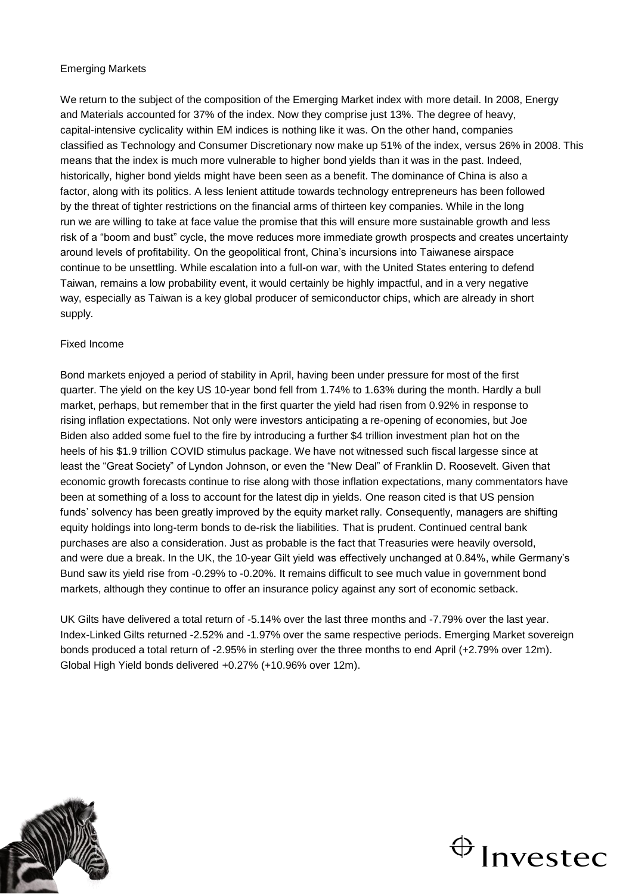## Emerging Markets

We return to the subject of the composition of the Emerging Market index with more detail. In 2008, Energy and Materials accounted for 37% of the index. Now they comprise just 13%. The degree of heavy, capital-intensive cyclicality within EM indices is nothing like it was. On the other hand, companies classified as Technology and Consumer Discretionary now make up 51% of the index, versus 26% in 2008. This means that the index is much more vulnerable to higher bond yields than it was in the past. Indeed, historically, higher bond yields might have been seen as a benefit. The dominance of China is also a factor, along with its politics. A less lenient attitude towards technology entrepreneurs has been followed by the threat of tighter restrictions on the financial arms of thirteen key companies. While in the long run we are willing to take at face value the promise that this will ensure more sustainable growth and less risk of a "boom and bust" cycle, the move reduces more immediate growth prospects and creates uncertainty around levels of profitability. On the geopolitical front, China's incursions into Taiwanese airspace continue to be unsettling. While escalation into a full-on war, with the United States entering to defend Taiwan, remains a low probability event, it would certainly be highly impactful, and in a very negative way, especially as Taiwan is a key global producer of semiconductor chips, which are already in short supply.

## Fixed Income

Bond markets enjoyed a period of stability in April, having been under pressure for most of the first quarter. The yield on the key US 10-year bond fell from 1.74% to 1.63% during the month. Hardly a bull market, perhaps, but remember that in the first quarter the yield had risen from 0.92% in response to rising inflation expectations. Not only were investors anticipating a re-opening of economies, but Joe Biden also added some fuel to the fire by introducing a further $4 trillion investment plan hot on the heels of his $1.9 trillion COVID stimulus package. We have not witnessed such fiscal largesse since at least the "Great Society" of Lyndon Johnson, or even the "New Deal" of Franklin D. Roosevelt. Given that economic growth forecasts continue to rise along with those inflation expectations, many commentators have been at something of a loss to account for the latest dip in yields. One reason cited is that US pension funds' solvency has been greatly improved by the equity market rally. Consequently, managers are shifting equity holdings into long-term bonds to de-risk the liabilities. That is prudent. Continued central bank purchases are also a consideration. Just as probable is the fact that Treasuries were heavily oversold, and were due a break. In the UK, the 10-year Gilt yield was effectively unchanged at 0.84%, while Germany's Bund saw its yield rise from -0.29% to -0.20%. It remains difficult to see much value in government bond markets, although they continue to offer an insurance policy against any sort of economic setback.

UK Gilts have delivered a total return of -5.14% over the last three months and -7.79% over the last year. Index-Linked Gilts returned -2.52% and -1.97% over the same respective periods. Emerging Market sovereign bonds produced a total return of -2.95% in sterling over the three months to end April (+2.79% over 12m). Global High Yield bonds delivered +0.27% (+10.96% over 12m).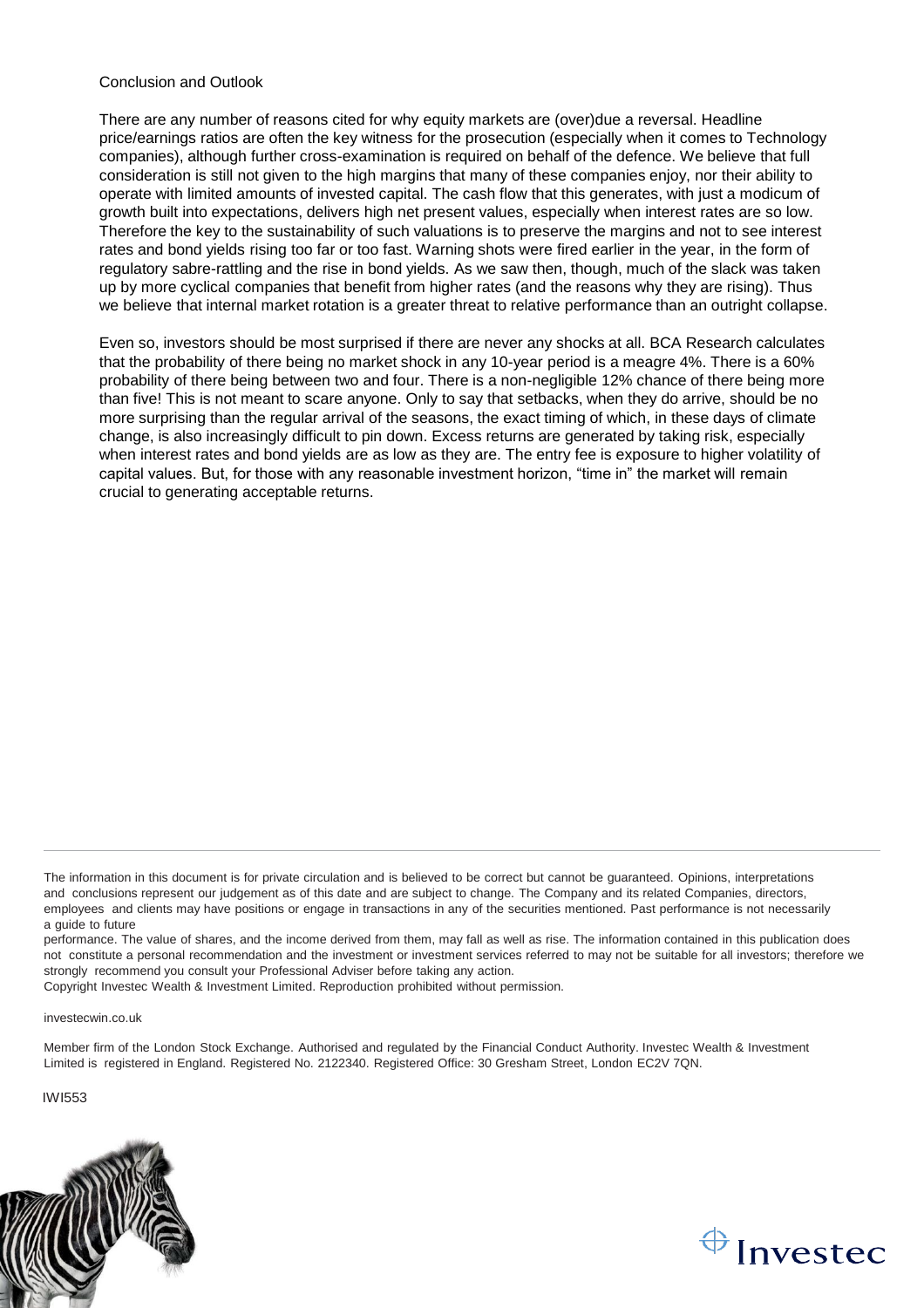## Conclusion and Outlook

There are any number of reasons cited for why equity markets are (over)due a reversal. Headline price/earnings ratios are often the key witness for the prosecution (especially when it comes to Technology companies), although further cross-examination is required on behalf of the defence. We believe that full consideration is still not given to the high margins that many of these companies enjoy, nor their ability to operate with limited amounts of invested capital. The cash flow that this generates, with just a modicum of growth built into expectations, delivers high net present values, especially when interest rates are so low. Therefore the key to the sustainability of such valuations is to preserve the margins and not to see interest rates and bond yields rising too far or too fast. Warning shots were fired earlier in the year, in the form of regulatory sabre-rattling and the rise in bond yields. As we saw then, though, much of the slack was taken up by more cyclical companies that benefit from higher rates (and the reasons why they are rising). Thus we believe that internal market rotation is a greater threat to relative performance than an outright collapse.

Even so, investors should be most surprised if there are never any shocks at all. BCA Research calculates that the probability of there being no market shock in any 10-year period is a meagre 4%. There is a 60% probability of there being between two and four. There is a non-negligible 12% chance of there being more than five! This is not meant to scare anyone. Only to say that setbacks, when they do arrive, should be no more surprising than the regular arrival of the seasons, the exact timing of which, in these days of climate change, is also increasingly difficult to pin down. Excess returns are generated by taking risk, especially when interest rates and bond yields are as low as they are. The entry fee is exposure to higher volatility of capital values. But, for those with any reasonable investment horizon, "time in" the market will remain crucial to generating acceptable returns.

---

The information in this document is for private circulation and is believed to be correct but cannot be guaranteed. Opinions, interpretations and conclusions represent our judgement as of this date and are subject to change. The Company and its related Companies, directors, employees and clients may have positions or engage in transactions in any of the securities mentioned. Past performance is not necessarily a guide to future performance. The value of shares, and the income derived from them, may fall as well as rise. The information contained in this publication does not constitute a personal recommendation and the investment or investment services referred to may not be suitable for all investors; therefore we strongly recommend you consult your Professional Adviser before taking any action.

Copyright Investec Wealth & Investment Limited. Reproduction prohibited without permission.

investecwin.co.uk

Member firm of the London Stock Exchange. Authorised and regulated by the Financial Conduct Authority. Investec Wealth & Investment Limited is registered in England. Registered No. 2122340. Registered Office: 30 Gresham Street, London EC2V 7QN.

IWI553

Investec